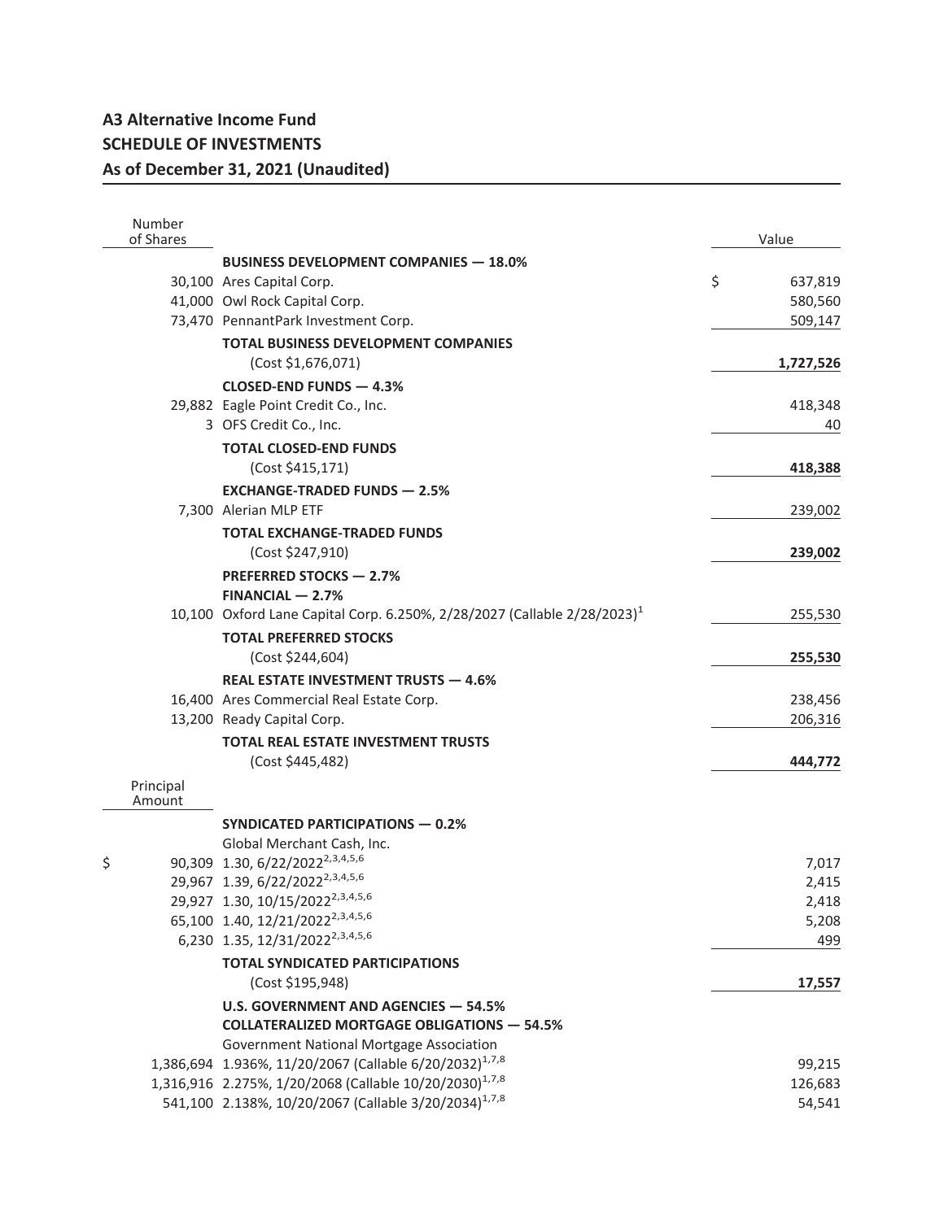# A3 Alternative Income Fund
## SCHEDULE OF INVESTMENTS
### As of December 31, 2021 (Unaudited)

| Number of Shares | | Value |
|---|---|---|
| | **BUSINESS DEVELOPMENT COMPANIES — 18.0%** | |
| 30,100 | Ares Capital Corp. | $ 637,819 |
| 41,000 | Owl Rock Capital Corp. | 580,560 |
| 73,470 | PennantPark Investment Corp. | 509,147 |
| | **TOTAL BUSINESS DEVELOPMENT COMPANIES** (Cost $1,676,071) | **1,727,526** |
| | **CLOSED-END FUNDS — 4.3%** | |
| 29,882 | Eagle Point Credit Co., Inc. | 418,348 |
| 3 | OFS Credit Co., Inc. | 40 |
| | **TOTAL CLOSED-END FUNDS** (Cost $415,171) | **418,388** |
| | **EXCHANGE-TRADED FUNDS — 2.5%** | |
| 7,300 | Alerian MLP ETF | 239,002 |
| | **TOTAL EXCHANGE-TRADED FUNDS** (Cost $247,910) | **239,002** |
| | **PREFERRED STOCKS — 2.7%** | |
| | **FINANCIAL — 2.7%** | |
| 10,100 | Oxford Lane Capital Corp. 6.250%, 2/28/2027 (Callable 2/28/2023)[1] | 255,530 |
| | **TOTAL PREFERRED STOCKS** (Cost $244,604) | **255,530** |
| | **REAL ESTATE INVESTMENT TRUSTS — 4.6%** | |
| 16,400 | Ares Commercial Real Estate Corp. | 238,456 |
| 13,200 | Ready Capital Corp. | 206,316 |
| | **TOTAL REAL ESTATE INVESTMENT TRUSTS** (Cost $445,482) | **444,772** |
| **Principal Amount** | | |
| | **SYNDICATED PARTICIPATIONS — 0.2%** | |
| | Global Merchant Cash, Inc. | |
| $ 90,309 | 1.30, 6/22/2022[2,3,4,5,6] | 7,017 |
| 29,967 | 1.39, 6/22/2022[2,3,4,5,6] | 2,415 |
| 29,927 | 1.30, 10/15/2022[2,3,4,5,6] | 2,418 |
| 65,100 | 1.40, 12/21/2022[2,3,4,5,6] | 5,208 |
| 6,230 | 1.35, 12/31/2022[2,3,4,5,6] | 499 |
| | **TOTAL SYNDICATED PARTICIPATIONS** (Cost $195,948) | **17,557** |
| | **U.S. GOVERNMENT AND AGENCIES — 54.5%** | |
| | **COLLATERALIZED MORTGAGE OBLIGATIONS — 54.5%** | |
| | Government National Mortgage Association | |
| 1,386,694 | 1.936%, 11/20/2067 (Callable 6/20/2032)[1,7,8] | 99,215 |
| 1,316,916 | 2.275%, 1/20/2068 (Callable 10/20/2030)[1,7,8] | 126,683 |
| 541,100 | 2.138%, 10/20/2067 (Callable 3/20/2034)[1,7,8] | 54,541 |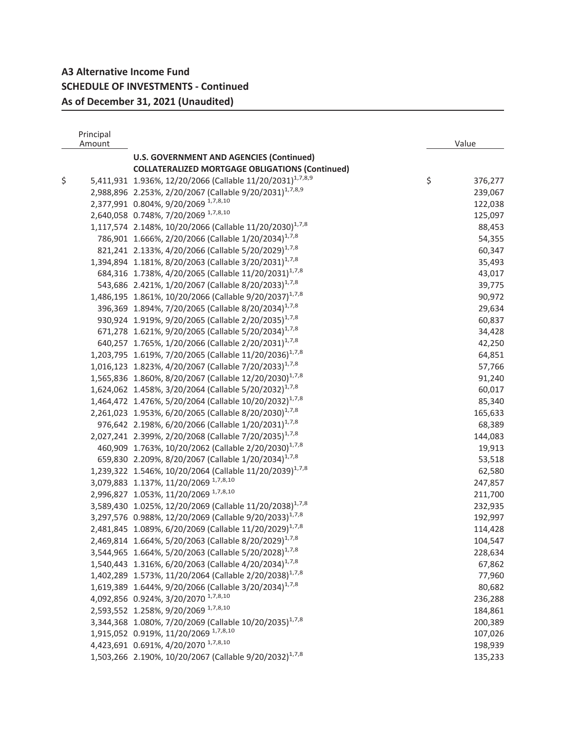## A3 Alternative Income Fund
## SCHEDULE OF INVESTMENTS - Continued
## As of December 31, 2021 (Unaudited)

| Principal Amount | | Value |
|---|---|---|
| | **U.S. GOVERNMENT AND AGENCIES (Continued)** | |
| | **COLLATERALIZED MORTGAGE OBLIGATIONS (Continued)** | |
| $ 5,411,931 | 1.936%, 12/20/2066 (Callable 11/20/2031)[1,7,8,9] | $ 376,277 |
| 2,988,896 | 2.253%, 2/20/2067 (Callable 9/20/2031)[1,7,8,9] | 239,067 |
| 2,377,991 | 0.804%, 9/20/2069 [1,7,8,10] | 122,038 |
| 2,640,058 | 0.748%, 7/20/2069 [1,7,8,10] | 125,097 |
| 1,117,574 | 2.148%, 10/20/2066 (Callable 11/20/2030)[1,7,8] | 88,453 |
| 786,901 | 1.666%, 2/20/2066 (Callable 1/20/2034)[1,7,8] | 54,355 |
| 821,241 | 2.133%, 4/20/2066 (Callable 5/20/2029)[1,7,8] | 60,347 |
| 1,394,894 | 1.181%, 8/20/2063 (Callable 3/20/2031)[1,7,8] | 35,493 |
| 684,316 | 1.738%, 4/20/2065 (Callable 11/20/2031)[1,7,8] | 43,017 |
| 543,686 | 2.421%, 1/20/2067 (Callable 8/20/2033)[1,7,8] | 39,775 |
| 1,486,195 | 1.861%, 10/20/2066 (Callable 9/20/2037)[1,7,8] | 90,972 |
| 396,369 | 1.894%, 7/20/2065 (Callable 8/20/2034)[1,7,8] | 29,634 |
| 930,924 | 1.919%, 9/20/2065 (Callable 2/20/2035)[1,7,8] | 60,837 |
| 671,278 | 1.621%, 9/20/2065 (Callable 5/20/2034)[1,7,8] | 34,428 |
| 640,257 | 1.765%, 1/20/2066 (Callable 2/20/2031)[1,7,8] | 42,250 |
| 1,203,795 | 1.619%, 7/20/2065 (Callable 11/20/2036)[1,7,8] | 64,851 |
| 1,016,123 | 1.823%, 4/20/2067 (Callable 7/20/2033)[1,7,8] | 57,766 |
| 1,565,836 | 1.860%, 8/20/2067 (Callable 12/20/2030)[1,7,8] | 91,240 |
| 1,624,062 | 1.458%, 3/20/2064 (Callable 5/20/2032)[1,7,8] | 60,017 |
| 1,464,472 | 1.476%, 5/20/2064 (Callable 10/20/2032)[1,7,8] | 85,340 |
| 2,261,023 | 1.953%, 6/20/2065 (Callable 8/20/2030)[1,7,8] | 165,633 |
| 976,642 | 2.198%, 6/20/2066 (Callable 1/20/2031)[1,7,8] | 68,389 |
| 2,027,241 | 2.399%, 2/20/2068 (Callable 7/20/2035)[1,7,8] | 144,083 |
| 460,909 | 1.763%, 10/20/2062 (Callable 2/20/2030)[1,7,8] | 19,913 |
| 659,830 | 2.209%, 8/20/2067 (Callable 1/20/2034)[1,7,8] | 53,518 |
| 1,239,322 | 1.546%, 10/20/2064 (Callable 11/20/2039)[1,7,8] | 62,580 |
| 3,079,883 | 1.137%, 11/20/2069 [1,7,8,10] | 247,857 |
| 2,996,827 | 1.053%, 11/20/2069 [1,7,8,10] | 211,700 |
| 3,589,430 | 1.025%, 12/20/2069 (Callable 11/20/2038)[1,7,8] | 232,935 |
| 3,297,576 | 0.988%, 12/20/2069 (Callable 9/20/2033)[1,7,8] | 192,997 |
| 2,481,845 | 1.089%, 6/20/2069 (Callable 11/20/2029)[1,7,8] | 114,428 |
| 2,469,814 | 1.664%, 5/20/2063 (Callable 8/20/2029)[1,7,8] | 104,547 |
| 3,544,965 | 1.664%, 5/20/2063 (Callable 5/20/2028)[1,7,8] | 228,634 |
| 1,540,443 | 1.316%, 6/20/2063 (Callable 4/20/2034)[1,7,8] | 67,862 |
| 1,402,289 | 1.573%, 11/20/2064 (Callable 2/20/2038)[1,7,8] | 77,960 |
| 1,619,389 | 1.644%, 9/20/2066 (Callable 3/20/2034)[1,7,8] | 80,682 |
| 4,092,856 | 0.924%, 3/20/2070 [1,7,8,10] | 236,288 |
| 2,593,552 | 1.258%, 9/20/2069 [1,7,8,10] | 184,861 |
| 3,344,368 | 1.080%, 7/20/2069 (Callable 10/20/2035)[1,7,8] | 200,389 |
| 1,915,052 | 0.919%, 11/20/2069 [1,7,8,10] | 107,026 |
| 4,423,691 | 0.691%, 4/20/2070 [1,7,8,10] | 198,939 |
| 1,503,266 | 2.190%, 10/20/2067 (Callable 9/20/2032)[1,7,8] | 135,233 |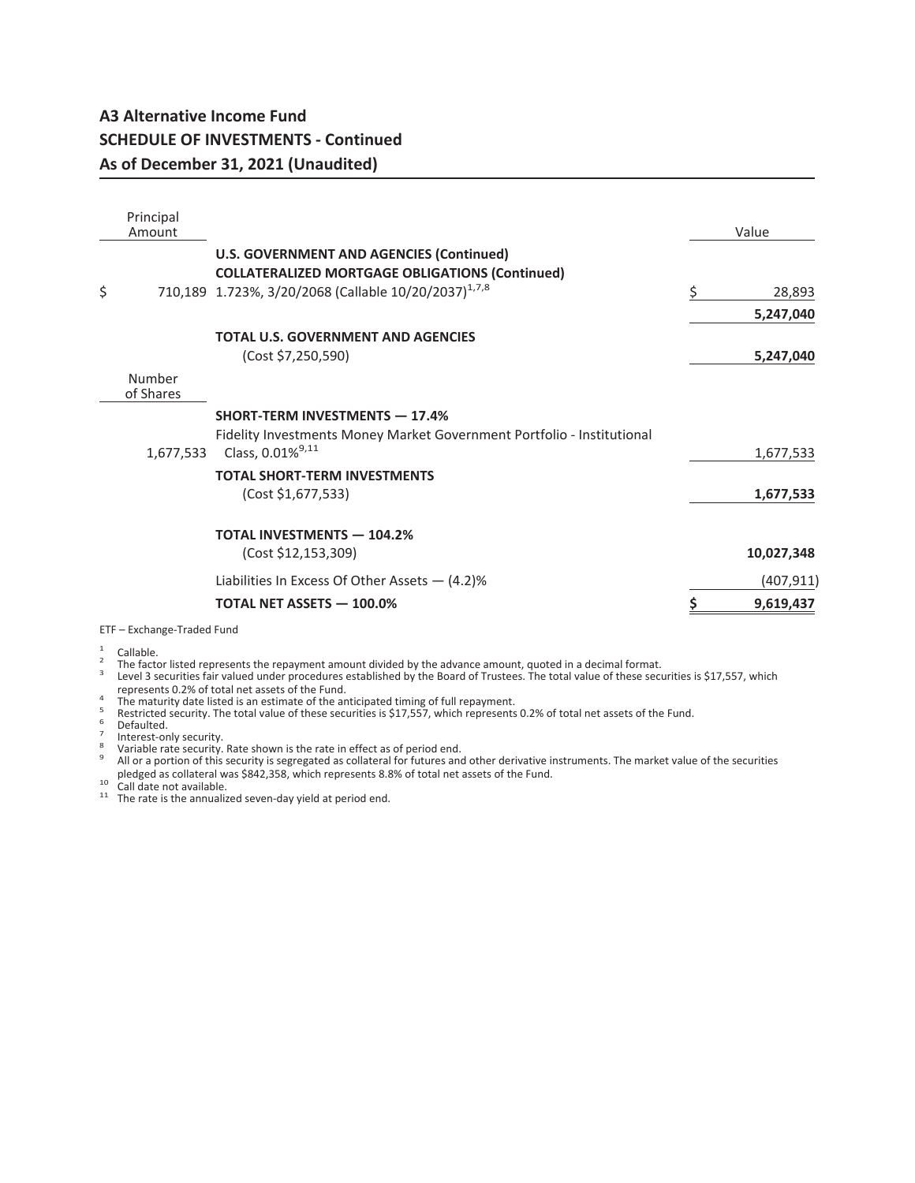## A3 Alternative Income Fund
## SCHEDULE OF INVESTMENTS - Continued
## As of December 31, 2021 (Unaudited)

| Principal Amount | | Value |
|---|---|---|
| | **U.S. GOVERNMENT AND AGENCIES (Continued)** | |
| | **COLLATERALIZED MORTGAGE OBLIGATIONS (Continued)** | |
| $ 710,189 | 1.723%, 3/20/2068 (Callable 10/20/2037)[1,7,8] | $ 28,893 |
| | | **5,247,040** |
| | **TOTAL U.S. GOVERNMENT AND AGENCIES** | |
| | (Cost $7,250,590) | **5,247,040** |
| **Number of Shares** | | |
| | **SHORT-TERM INVESTMENTS — 17.4%** | |
| 1,677,533 | Fidelity Investments Money Market Government Portfolio - Institutional Class, 0.01%[9,11] | 1,677,533 |
| | **TOTAL SHORT-TERM INVESTMENTS** | |
| | (Cost $1,677,533) | **1,677,533** |
| | **TOTAL INVESTMENTS — 104.2%** | |
| | (Cost $12,153,309) | **10,027,348** |
| | Liabilities In Excess Of Other Assets — (4.2)% | (407,911) |
| | **TOTAL NET ASSETS — 100.0%** | **$ 9,619,437** |

ETF – Exchange-Traded Fund

[1] Callable.
[2] The factor listed represents the repayment amount divided by the advance amount, quoted in a decimal format.
[3] Level 3 securities fair valued under procedures established by the Board of Trustees. The total value of these securities is $17,557, which represents 0.2% of total net assets of the Fund.
[4] The maturity date listed is an estimate of the anticipated timing of full repayment.
[5] Restricted security. The total value of these securities is $17,557, which represents 0.2% of total net assets of the Fund.
[6] Defaulted.
[7] Interest-only security.
[8] Variable rate security. Rate shown is the rate in effect as of period end.
[9] All or a portion of this security is segregated as collateral for futures and other derivative instruments. The market value of the securities pledged as collateral was $842,358, which represents 8.8% of total net assets of the Fund.
[10] Call date not available.
[11] The rate is the annualized seven-day yield at period end.